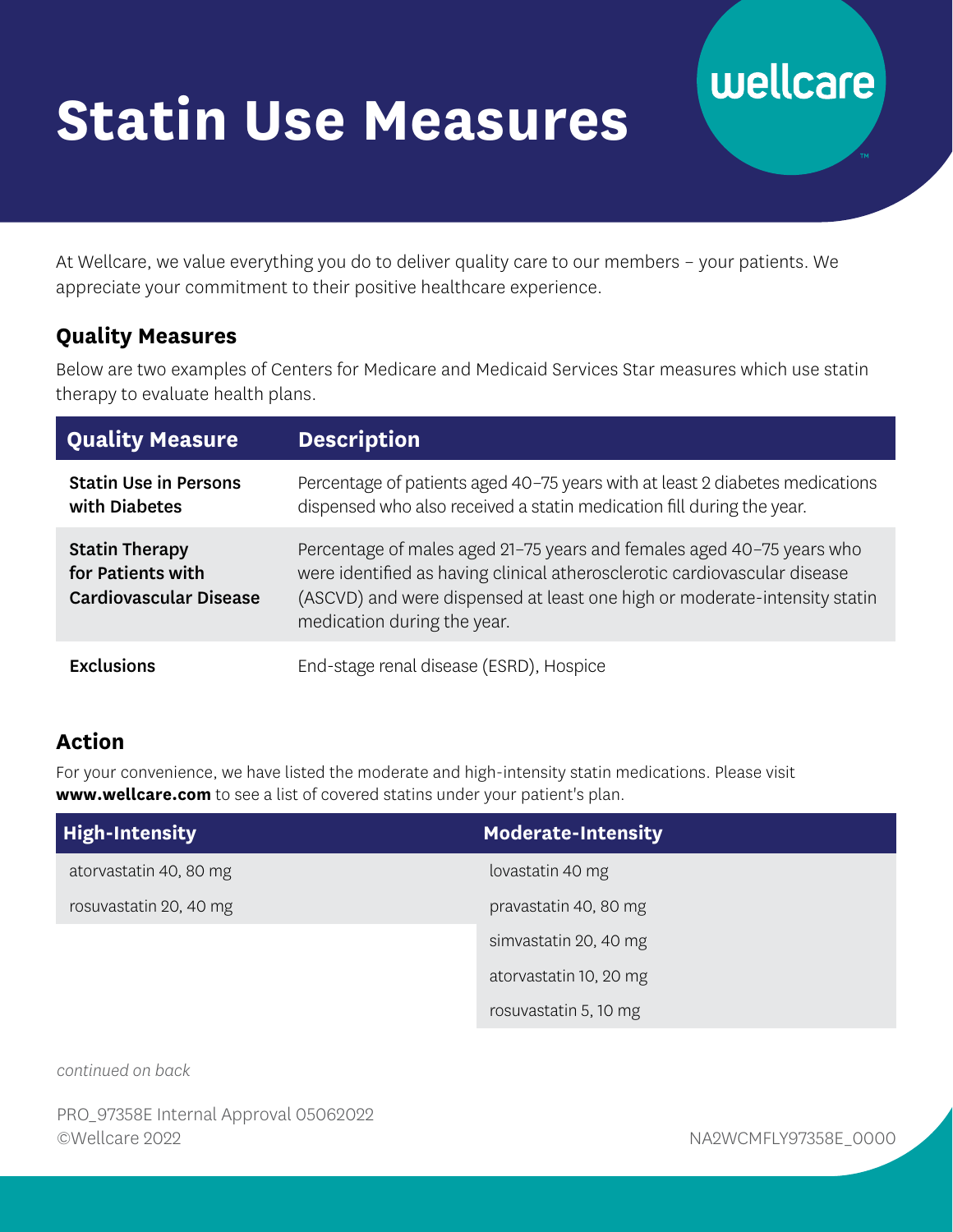# Statin Use Measures

wellcare

At Wellcare, we value everything you do to deliver quality care to our members – your patients. We appreciate your commitment to their positive healthcare experience.

## Quality Measures

Below are two examples of Centers for Medicare and Medicaid Services Star measures which use statin therapy to evaluate health plans.

| Quality Measure | Description |
|---|---|
| **Statin Use in Persons with Diabetes** | Percentage of patients aged 40–75 years with at least 2 diabetes medications dispensed who also received a statin medication fill during the year. |
| **Statin Therapy for Patients with Cardiovascular Disease** | Percentage of males aged 21–75 years and females aged 40–75 years who were identified as having clinical atherosclerotic cardiovascular disease (ASCVD) and were dispensed at least one high or moderate-intensity statin medication during the year. |
| **Exclusions** | End-stage renal disease (ESRD), Hospice |

## Action

For your convenience, we have listed the moderate and high-intensity statin medications. Please visit **www.wellcare.com** to see a list of covered statins under your patient's plan.

| High-Intensity | Moderate-Intensity |
|---|---|
| atorvastatin 40, 80 mg | lovastatin 40 mg |
| rosuvastatin 20, 40 mg | pravastatin 40, 80 mg |
| | simvastatin 20, 40 mg |
| | atorvastatin 10, 20 mg |
| | rosuvastatin 5, 10 mg |

*continued on back*

PRO_97358E Internal Approval 05062022
©Wellcare 2022

NA2WCMFLY97358E_0000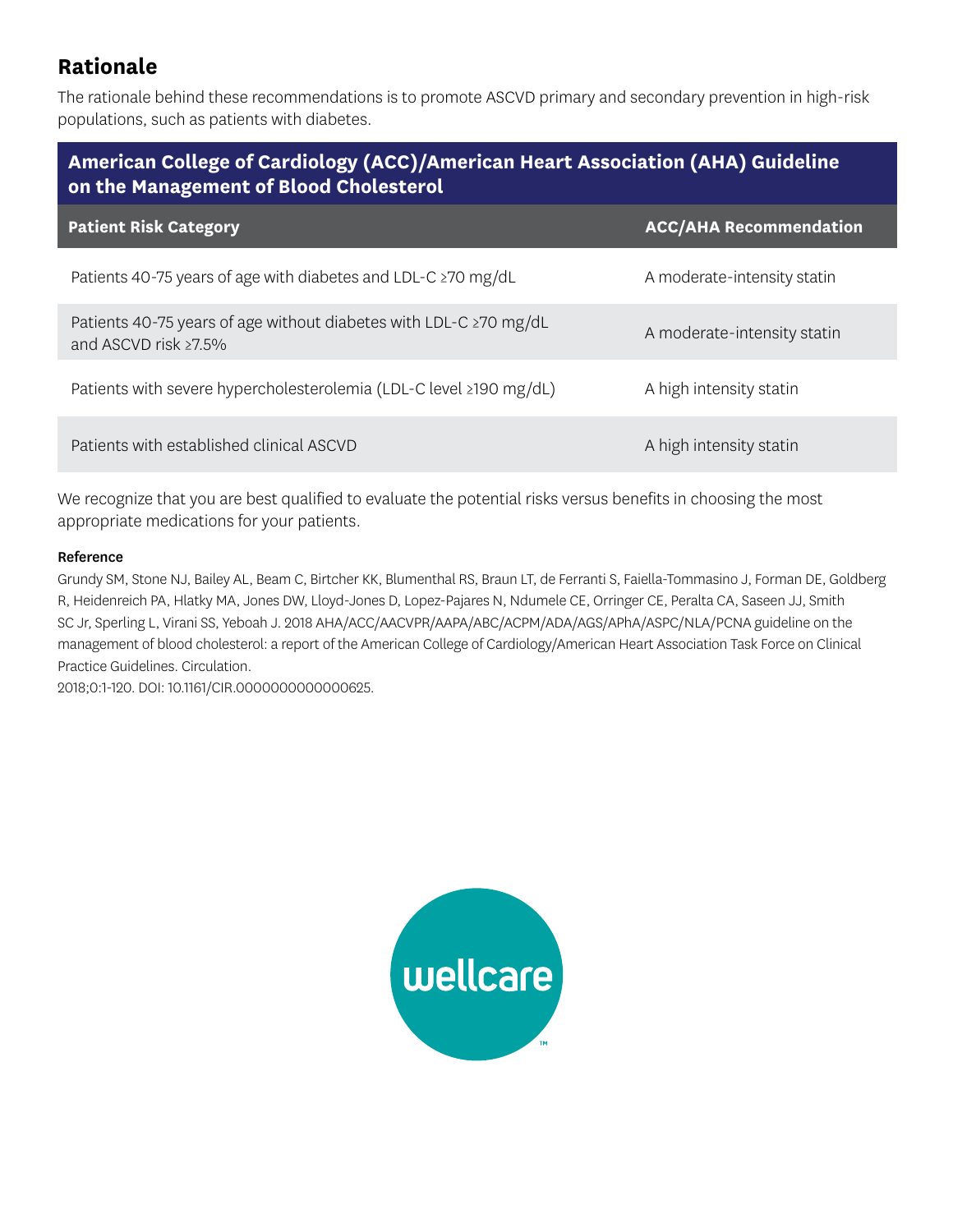## Rationale

The rationale behind these recommendations is to promote ASCVD primary and secondary prevention in high-risk populations, such as patients with diabetes.

| American College of Cardiology (ACC)/American Heart Association (AHA) Guideline on the Management of Blood Cholesterol | |
|---|---|
| **Patient Risk Category** | **ACC/AHA Recommendation** |
| Patients 40-75 years of age with diabetes and LDL-C ≥70 mg/dL | A moderate-intensity statin |
| Patients 40-75 years of age without diabetes with LDL-C ≥70 mg/dL and ASCVD risk ≥7.5% | A moderate-intensity statin |
| Patients with severe hypercholesterolemia (LDL-C level ≥190 mg/dL) | A high intensity statin |
| Patients with established clinical ASCVD | A high intensity statin |

We recognize that you are best qualified to evaluate the potential risks versus benefits in choosing the most appropriate medications for your patients.

**Reference**

Grundy SM, Stone NJ, Bailey AL, Beam C, Birtcher KK, Blumenthal RS, Braun LT, de Ferranti S, Faiella-Tommasino J, Forman DE, Goldberg R, Heidenreich PA, Hlatky MA, Jones DW, Lloyd-Jones D, Lopez-Pajares N, Ndumele CE, Orringer CE, Peralta CA, Saseen JJ, Smith SC Jr, Sperling L, Virani SS, Yeboah J. 2018 AHA/ACC/AACVPR/AAPA/ABC/ACPM/ADA/AGS/APhA/ASPC/NLA/PCNA guideline on the management of blood cholesterol: a report of the American College of Cardiology/American Heart Association Task Force on Clinical Practice Guidelines. Circulation.
2018;0:1-120. DOI: 10.1161/CIR.0000000000000625.

wellcare™